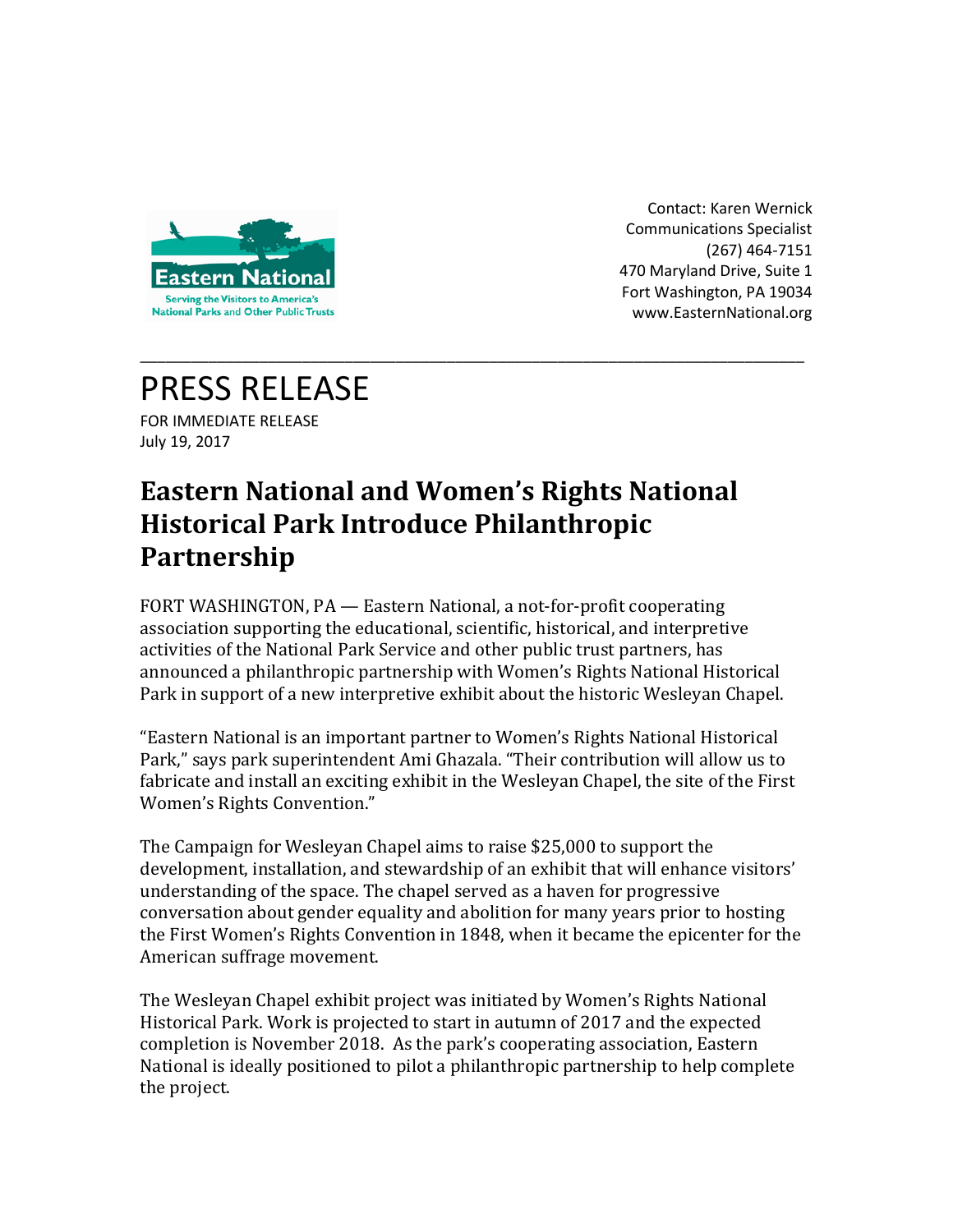Eastern National

Serving the Visitors to America's National Parks and Other Public Trusts

Contact: Karen Wernick
Communications Specialist
(267) 464-7151
470 Maryland Drive, Suite 1
Fort Washington, PA 19034
www.EasternNational.org

---

# PRESS RELEASE

FOR IMMEDIATE RELEASE
July 19, 2017

## Eastern National and Women's Rights National Historical Park Introduce Philanthropic Partnership

FORT WASHINGTON, PA — Eastern National, a not-for-profit cooperating association supporting the educational, scientific, historical, and interpretive activities of the National Park Service and other public trust partners, has announced a philanthropic partnership with Women's Rights National Historical Park in support of a new interpretive exhibit about the historic Wesleyan Chapel.

"Eastern National is an important partner to Women's Rights National Historical Park," says park superintendent Ami Ghazala. "Their contribution will allow us to fabricate and install an exciting exhibit in the Wesleyan Chapel, the site of the First Women's Rights Convention."

The Campaign for Wesleyan Chapel aims to raise $25,000 to support the development, installation, and stewardship of an exhibit that will enhance visitors' understanding of the space. The chapel served as a haven for progressive conversation about gender equality and abolition for many years prior to hosting the First Women's Rights Convention in 1848, when it became the epicenter for the American suffrage movement.

The Wesleyan Chapel exhibit project was initiated by Women's Rights National Historical Park. Work is projected to start in autumn of 2017 and the expected completion is November 2018. As the park's cooperating association, Eastern National is ideally positioned to pilot a philanthropic partnership to help complete the project.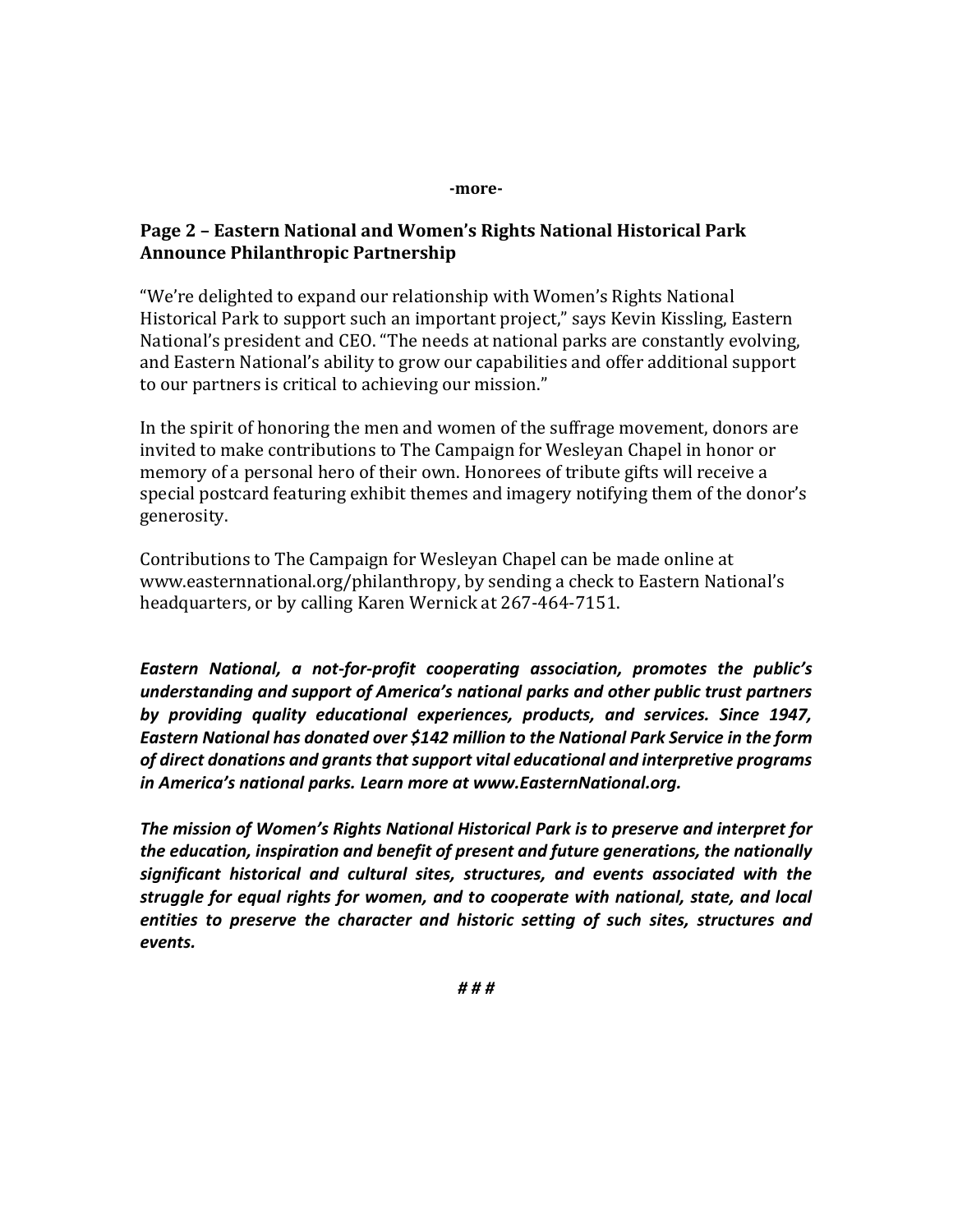**-more-**

**Page 2 – Eastern National and Women's Rights National Historical Park Announce Philanthropic Partnership**

"We're delighted to expand our relationship with Women's Rights National Historical Park to support such an important project," says Kevin Kissling, Eastern National's president and CEO. "The needs at national parks are constantly evolving, and Eastern National's ability to grow our capabilities and offer additional support to our partners is critical to achieving our mission."

In the spirit of honoring the men and women of the suffrage movement, donors are invited to make contributions to The Campaign for Wesleyan Chapel in honor or memory of a personal hero of their own. Honorees of tribute gifts will receive a special postcard featuring exhibit themes and imagery notifying them of the donor's generosity.

Contributions to The Campaign for Wesleyan Chapel can be made online at www.easternnational.org/philanthropy, by sending a check to Eastern National's headquarters, or by calling Karen Wernick at 267-464-7151.

***Eastern National, a not-for-profit cooperating association, promotes the public's understanding and support of America's national parks and other public trust partners by providing quality educational experiences, products, and services. Since 1947, Eastern National has donated over $142 million to the National Park Service in the form of direct donations and grants that support vital educational and interpretive programs in America's national parks. Learn more at www.EasternNational.org.***

***The mission of Women's Rights National Historical Park is to preserve and interpret for the education, inspiration and benefit of present and future generations, the nationally significant historical and cultural sites, structures, and events associated with the struggle for equal rights for women, and to cooperate with national, state, and local entities to preserve the character and historic setting of such sites, structures and events.***

***# # #***